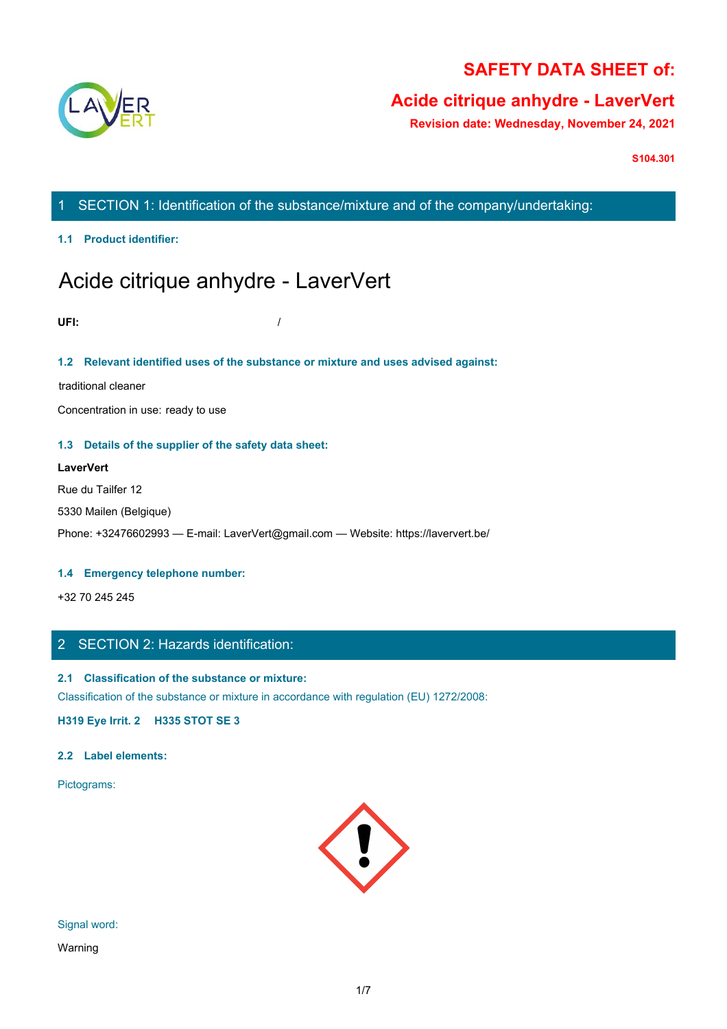# SAFETY DATA SHEET of:

## Acide citrique anhydre - LaverVert

**Revision date: Wednesday, November 24, 2021**

**S104.301**

## 1 SECTION 1: Identification of the substance/mixture and of the company/undertaking:

### 1.1 Product identifier:

Acide citrique anhydre - LaverVert

**UFI:** /

### 1.2 Relevant identified uses of the substance or mixture and uses advised against:

traditional cleaner

Concentration in use: ready to use

### 1.3 Details of the supplier of the safety data sheet:

**LaverVert**

Rue du Tailfer 12

5330 Mailen (Belgique)

Phone: +32476602993 — E-mail: LaverVert@gmail.com — Website: https://laververt.be/

### 1.4 Emergency telephone number:

+32 70 245 245

## 2 SECTION 2: Hazards identification:

### 2.1 Classification of the substance or mixture:

Classification of the substance or mixture in accordance with regulation (EU) 1272/2008:

**H319 Eye Irrit. 2 H335 STOT SE 3**

### 2.2 Label elements:

Pictograms:

Signal word:

Warning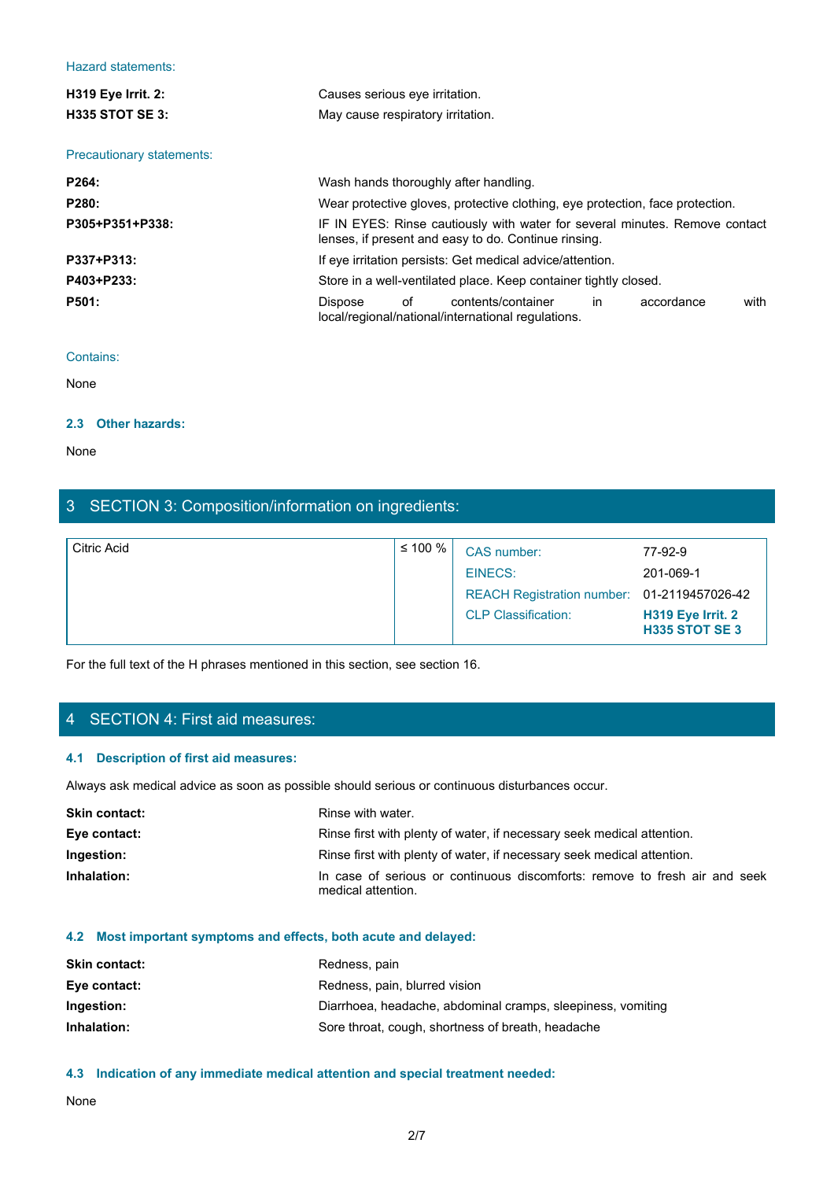Hazard statements:

| | |
|---|---|
| **H319 Eye Irrit. 2:** | Causes serious eye irritation. |
| **H335 STOT SE 3:** | May cause respiratory irritation. |

Precautionary statements:

| | |
|---|---|
| **P264:** | Wash hands thoroughly after handling. |
| **P280:** | Wear protective gloves, protective clothing, eye protection, face protection. |
| **P305+P351+P338:** | IF IN EYES: Rinse cautiously with water for several minutes. Remove contact lenses, if present and easy to do. Continue rinsing. |
| **P337+P313:** | If eye irritation persists: Get medical advice/attention. |
| **P403+P233:** | Store in a well-ventilated place. Keep container tightly closed. |
| **P501:** | Dispose of contents/container in accordance with local/regional/national/international regulations. |

Contains:

None

### 2.3 Other hazards:

None

## 3 SECTION 3: Composition/information on ingredients:

| Substance | Concentration | Identifier | Value |
|---|---|---|---|
| Citric Acid | ≤ 100 % | CAS number: | 77-92-9 |
| | | EINECS: | 201-069-1 |
| | | REACH Registration number: | 01-2119457026-42 |
| | | CLP Classification: | **H319 Eye Irrit. 2**<br>**H335 STOT SE 3** |

For the full text of the H phrases mentioned in this section, see section 16.

## 4 SECTION 4: First aid measures:

### 4.1 Description of first aid measures:

Always ask medical advice as soon as possible should serious or continuous disturbances occur.

| | |
|---|---|
| **Skin contact:** | Rinse with water. |
| **Eye contact:** | Rinse first with plenty of water, if necessary seek medical attention. |
| **Ingestion:** | Rinse first with plenty of water, if necessary seek medical attention. |
| **Inhalation:** | In case of serious or continuous discomforts: remove to fresh air and seek medical attention. |

### 4.2 Most important symptoms and effects, both acute and delayed:

| | |
|---|---|
| **Skin contact:** | Redness, pain |
| **Eye contact:** | Redness, pain, blurred vision |
| **Ingestion:** | Diarrhoea, headache, abdominal cramps, sleepiness, vomiting |
| **Inhalation:** | Sore throat, cough, shortness of breath, headache |

### 4.3 Indication of any immediate medical attention and special treatment needed:

None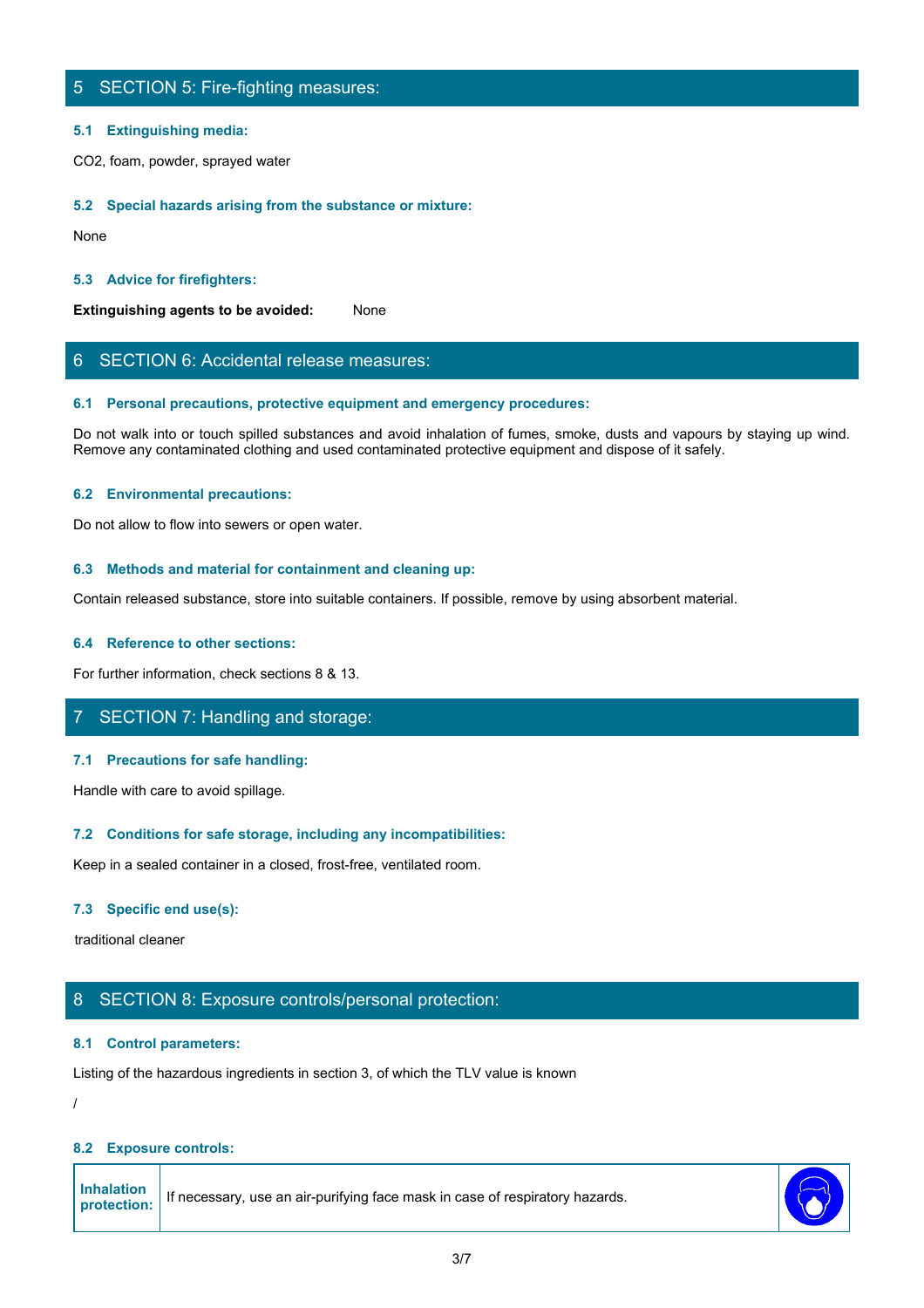## 5 SECTION 5: Fire-fighting measures:

### 5.1 Extinguishing media:

$CO_2$, foam, powder, sprayed water

### 5.2 Special hazards arising from the substance or mixture:

None

### 5.3 Advice for firefighters:

**Extinguishing agents to be avoided:** None

## 6 SECTION 6: Accidental release measures:

### 6.1 Personal precautions, protective equipment and emergency procedures:

Do not walk into or touch spilled substances and avoid inhalation of fumes, smoke, dusts and vapours by staying up wind. Remove any contaminated clothing and used contaminated protective equipment and dispose of it safely.

### 6.2 Environmental precautions:

Do not allow to flow into sewers or open water.

### 6.3 Methods and material for containment and cleaning up:

Contain released substance, store into suitable containers. If possible, remove by using absorbent material.

### 6.4 Reference to other sections:

For further information, check sections 8 & 13.

## 7 SECTION 7: Handling and storage:

### 7.1 Precautions for safe handling:

Handle with care to avoid spillage.

### 7.2 Conditions for safe storage, including any incompatibilities:

Keep in a sealed container in a closed, frost-free, ventilated room.

### 7.3 Specific end use(s):

traditional cleaner

## 8 SECTION 8: Exposure controls/personal protection:

### 8.1 Control parameters:

Listing of the hazardous ingredients in section 3, of which the TLV value is known

/

### 8.2 Exposure controls:

| Inhalation protection: | If necessary, use an air-purifying face mask in case of respiratory hazards. |
|---|---|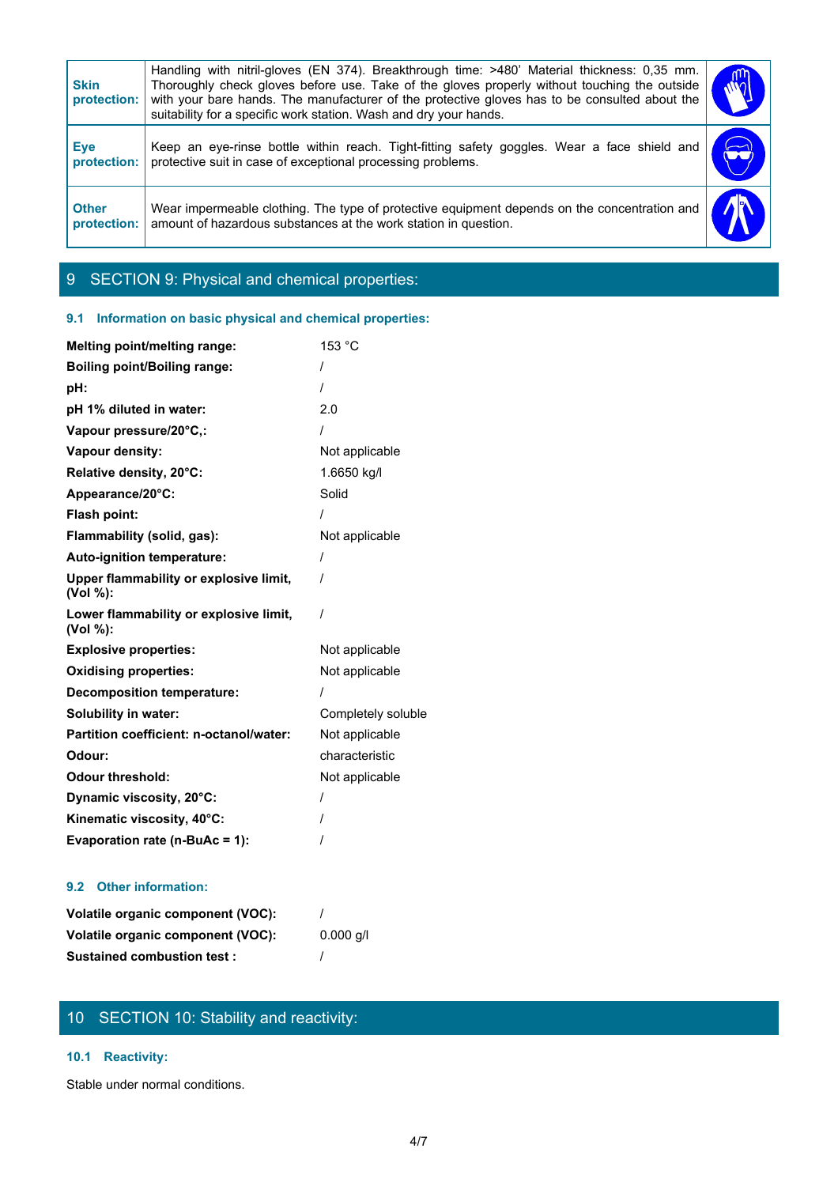| | | |
|---|---|---|
| **Skin protection:** | Handling with nitril-gloves (EN 374). Breakthrough time: >480' Material thickness: 0,35 mm. Thoroughly check gloves before use. Take of the gloves properly without touching the outside with your bare hands. The manufacturer of the protective gloves has to be consulted about the suitability for a specific work station. Wash and dry your hands. | |
| **Eye protection:** | Keep an eye-rinse bottle within reach. Tight-fitting safety goggles. Wear a face shield and protective suit in case of exceptional processing problems. | |
| **Other protection:** | Wear impermeable clothing. The type of protective equipment depends on the concentration and amount of hazardous substances at the work station in question. | |

# 9 SECTION 9: Physical and chemical properties:

## 9.1 Information on basic physical and chemical properties:

| | |
|---|---|
| **Melting point/melting range:** | 153 °C |
| **Boiling point/Boiling range:** | / |
| **pH:** | / |
| **pH 1% diluted in water:** | 2.0 |
| **Vapour pressure/20°C,:** | / |
| **Vapour density:** | Not applicable |
| **Relative density, 20°C:** | 1.6650 kg/l |
| **Appearance/20°C:** | Solid |
| **Flash point:** | / |
| **Flammability (solid, gas):** | Not applicable |
| **Auto-ignition temperature:** | / |
| **Upper flammability or explosive limit, (Vol %):** | / |
| **Lower flammability or explosive limit, (Vol %):** | / |
| **Explosive properties:** | Not applicable |
| **Oxidising properties:** | Not applicable |
| **Decomposition temperature:** | / |
| **Solubility in water:** | Completely soluble |
| **Partition coefficient: n-octanol/water:** | Not applicable |
| **Odour:** | characteristic |
| **Odour threshold:** | Not applicable |
| **Dynamic viscosity, 20°C:** | / |
| **Kinematic viscosity, 40°C:** | / |
| **Evaporation rate (n-BuAc = 1):** | / |

## 9.2 Other information:

| | |
|---|---|
| **Volatile organic component (VOC):** | / |
| **Volatile organic component (VOC):** | 0.000 g/l |
| **Sustained combustion test :** | / |

# 10 SECTION 10: Stability and reactivity:

## 10.1 Reactivity:

Stable under normal conditions.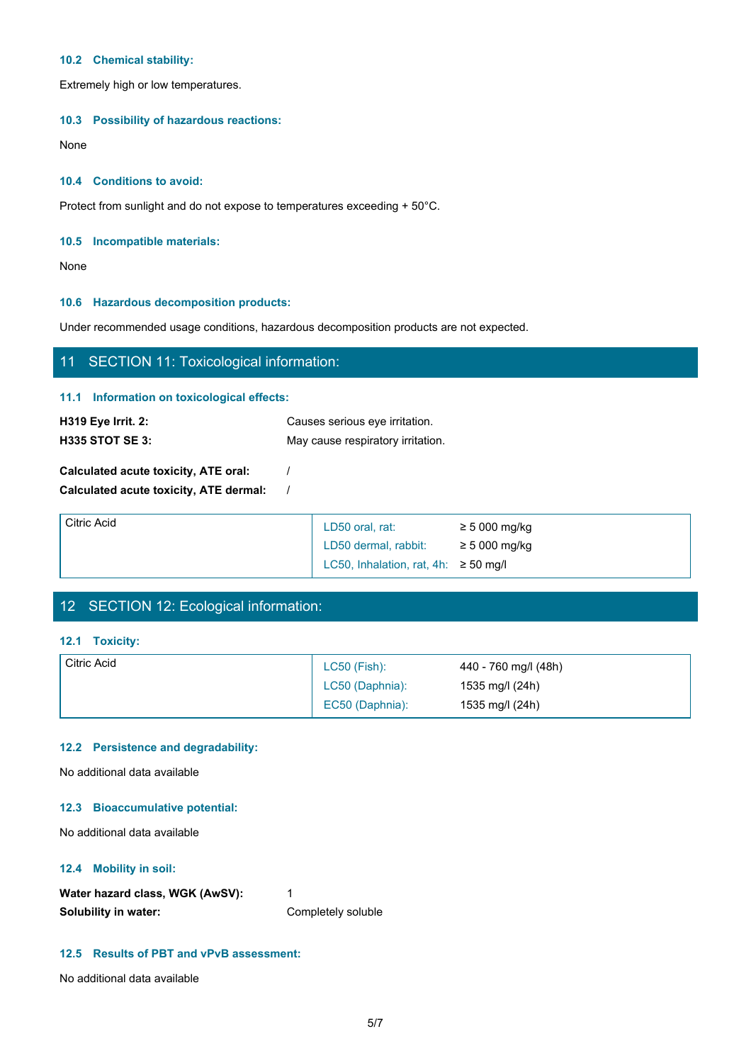### 10.2 Chemical stability:

Extremely high or low temperatures.

### 10.3 Possibility of hazardous reactions:

None

### 10.4 Conditions to avoid:

Protect from sunlight and do not expose to temperatures exceeding + 50°C.

### 10.5 Incompatible materials:

None

### 10.6 Hazardous decomposition products:

Under recommended usage conditions, hazardous decomposition products are not expected.

## 11 SECTION 11: Toxicological information:

### 11.1 Information on toxicological effects:

**H319 Eye Irrit. 2:** Causes serious eye irritation.
**H335 STOT SE 3:** May cause respiratory irritation.

**Calculated acute toxicity, ATE oral:** /
**Calculated acute toxicity, ATE dermal:** /

| | | |
|---|---|---|
| Citric Acid | LD50 oral, rat: | ≥ 5 000 mg/kg |
| | LD50 dermal, rabbit: | ≥ 5 000 mg/kg |
| | LC50, Inhalation, rat, 4h: | ≥ 50 mg/l |

## 12 SECTION 12: Ecological information:

### 12.1 Toxicity:

| | | |
|---|---|---|
| Citric Acid | LC50 (Fish): | 440 - 760 mg/l (48h) |
| | LC50 (Daphnia): | 1535 mg/l (24h) |
| | EC50 (Daphnia): | 1535 mg/l (24h) |

### 12.2 Persistence and degradability:

No additional data available

### 12.3 Bioaccumulative potential:

No additional data available

### 12.4 Mobility in soil:

**Water hazard class, WGK (AwSV):** 1
**Solubility in water:** Completely soluble

### 12.5 Results of PBT and vPvB assessment:

No additional data available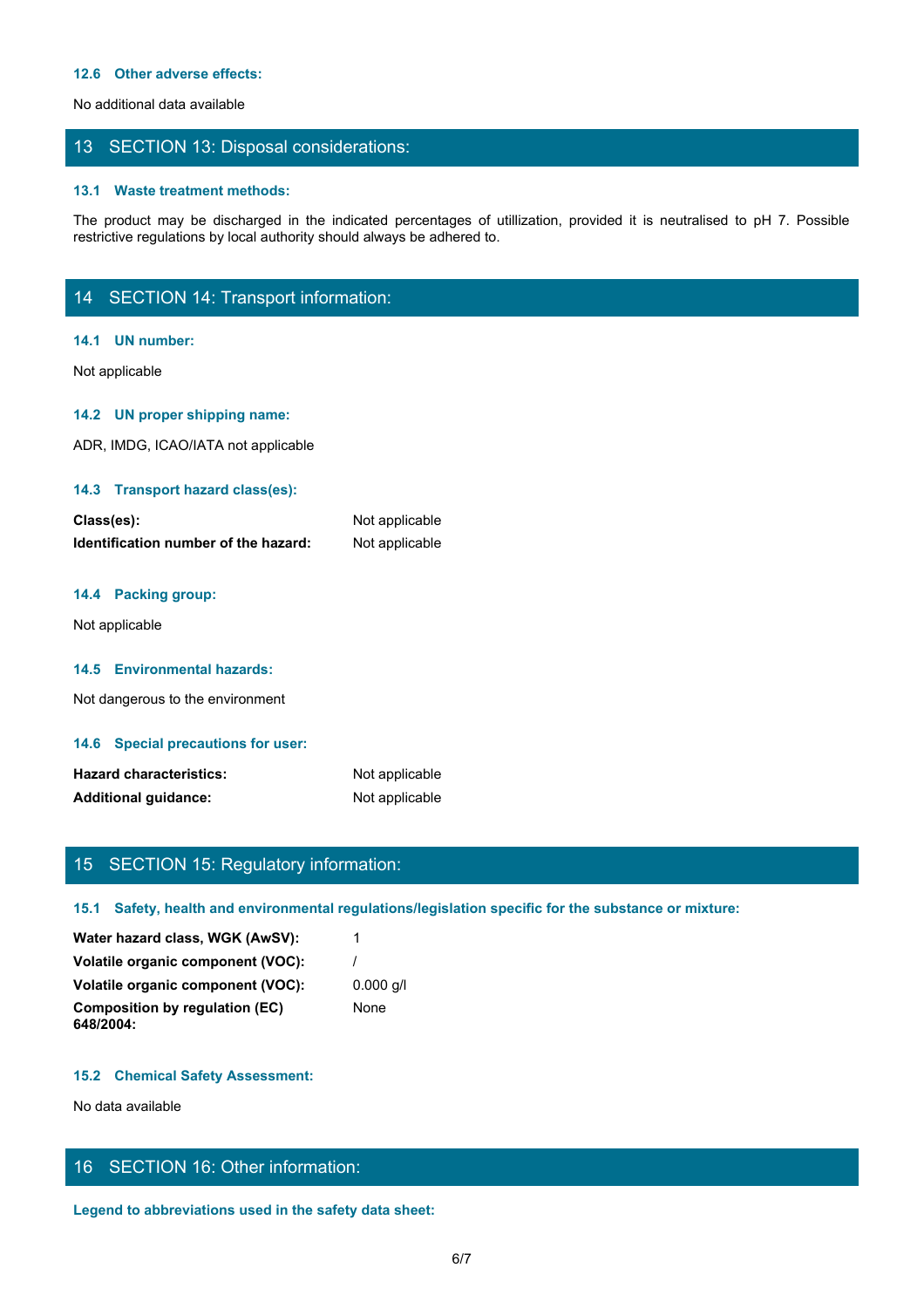### 12.6 Other adverse effects:

No additional data available

## 13 SECTION 13: Disposal considerations:

### 13.1 Waste treatment methods:

The product may be discharged in the indicated percentages of utillization, provided it is neutralised to pH 7. Possible restrictive regulations by local authority should always be adhered to.

## 14 SECTION 14: Transport information:

### 14.1 UN number:

Not applicable

### 14.2 UN proper shipping name:

ADR, IMDG, ICAO/IATA not applicable

### 14.3 Transport hazard class(es):

**Class(es):** Not applicable

**Identification number of the hazard:** Not applicable

### 14.4 Packing group:

Not applicable

### 14.5 Environmental hazards:

Not dangerous to the environment

### 14.6 Special precautions for user:

**Hazard characteristics:** Not applicable

**Additional guidance:** Not applicable

## 15 SECTION 15: Regulatory information:

### 15.1 Safety, health and environmental regulations/legislation specific for the substance or mixture:

**Water hazard class, WGK (AwSV):** 1

**Volatile organic component (VOC):** /

**Volatile organic component (VOC):** 0.000 g/l

**Composition by regulation (EC) 648/2004:** None

### 15.2 Chemical Safety Assessment:

No data available

## 16 SECTION 16: Other information:

### Legend to abbreviations used in the safety data sheet: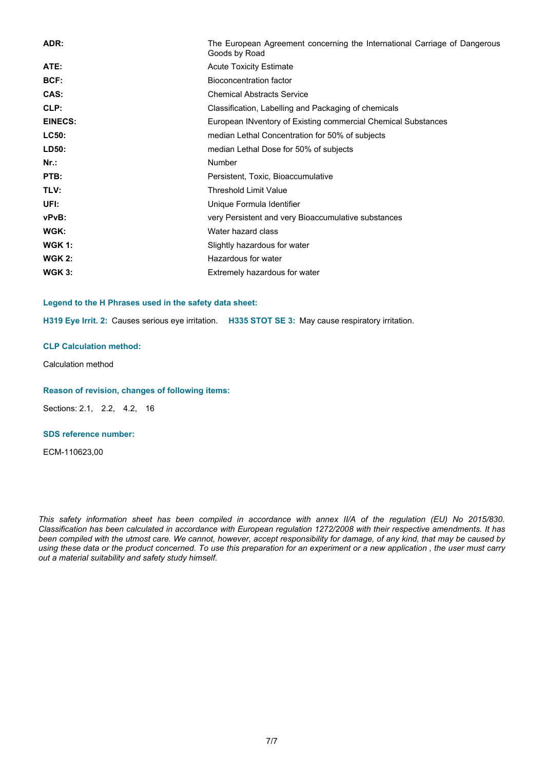| | |
|---|---|
| **ADR:** | The European Agreement concerning the International Carriage of Dangerous Goods by Road |
| **ATE:** | Acute Toxicity Estimate |
| **BCF:** | Bioconcentration factor |
| **CAS:** | Chemical Abstracts Service |
| **CLP:** | Classification, Labelling and Packaging of chemicals |
| **EINECS:** | European INventory of Existing commercial Chemical Substances |
| **LC50:** | median Lethal Concentration for 50% of subjects |
| **LD50:** | median Lethal Dose for 50% of subjects |
| **Nr.:** | Number |
| **PTB:** | Persistent, Toxic, Bioaccumulative |
| **TLV:** | Threshold Limit Value |
| **UFI:** | Unique Formula Identifier |
| **vPvB:** | very Persistent and very Bioaccumulative substances |
| **WGK:** | Water hazard class |
| **WGK 1:** | Slightly hazardous for water |
| **WGK 2:** | Hazardous for water |
| **WGK 3:** | Extremely hazardous for water |

### Legend to the H Phrases used in the safety data sheet:

**H319 Eye Irrit. 2:** Causes serious eye irritation. **H335 STOT SE 3:** May cause respiratory irritation.

### CLP Calculation method:

Calculation method

### Reason of revision, changes of following items:

Sections: 2.1, 2.2, 4.2, 16

### SDS reference number:

ECM-110623,00

*This safety information sheet has been compiled in accordance with annex II/A of the regulation (EU) No 2015/830. Classification has been calculated in accordance with European regulation 1272/2008 with their respective amendments. It has been compiled with the utmost care. We cannot, however, accept responsibility for damage, of any kind, that may be caused by using these data or the product concerned. To use this preparation for an experiment or a new application , the user must carry out a material suitability and safety study himself.*